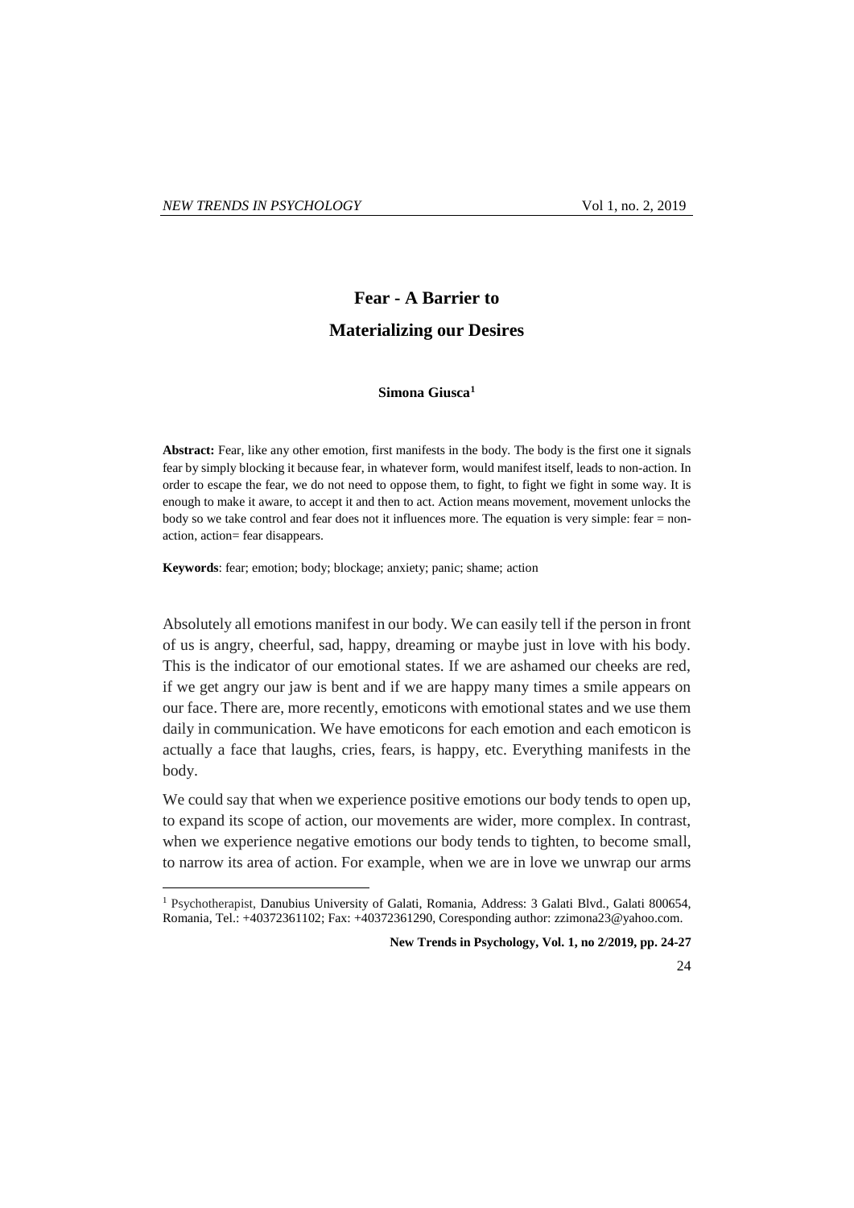# Fear - A Barrier to Materializing our Desires

**Simona Giusca**[1]

**Abstract:** Fear, like any other emotion, first manifests in the body. The body is the first one it signals fear by simply blocking it because fear, in whatever form, would manifest itself, leads to non-action. In order to escape the fear, we do not need to oppose them, to fight, to fight we fight in some way. It is enough to make it aware, to accept it and then to act. Action means movement, movement unlocks the body so we take control and fear does not it influences more. The equation is very simple: fear = non-action, action= fear disappears.

**Keywords**: fear; emotion; body; blockage; anxiety; panic; shame; action

Absolutely all emotions manifest in our body. We can easily tell if the person in front of us is angry, cheerful, sad, happy, dreaming or maybe just in love with his body. This is the indicator of our emotional states. If we are ashamed our cheeks are red, if we get angry our jaw is bent and if we are happy many times a smile appears on our face. There are, more recently, emoticons with emotional states and we use them daily in communication. We have emoticons for each emotion and each emoticon is actually a face that laughs, cries, fears, is happy, etc. Everything manifests in the body.

We could say that when we experience positive emotions our body tends to open up, to expand its scope of action, our movements are wider, more complex. In contrast, when we experience negative emotions our body tends to tighten, to become small, to narrow its area of action. For example, when we are in love we unwrap our arms

[1] Psychotherapist, Danubius University of Galati, Romania, Address: 3 Galati Blvd., Galati 800654, Romania, Tel.: +40372361102; Fax: +40372361290, Coresponding author: zzimona23@yahoo.com.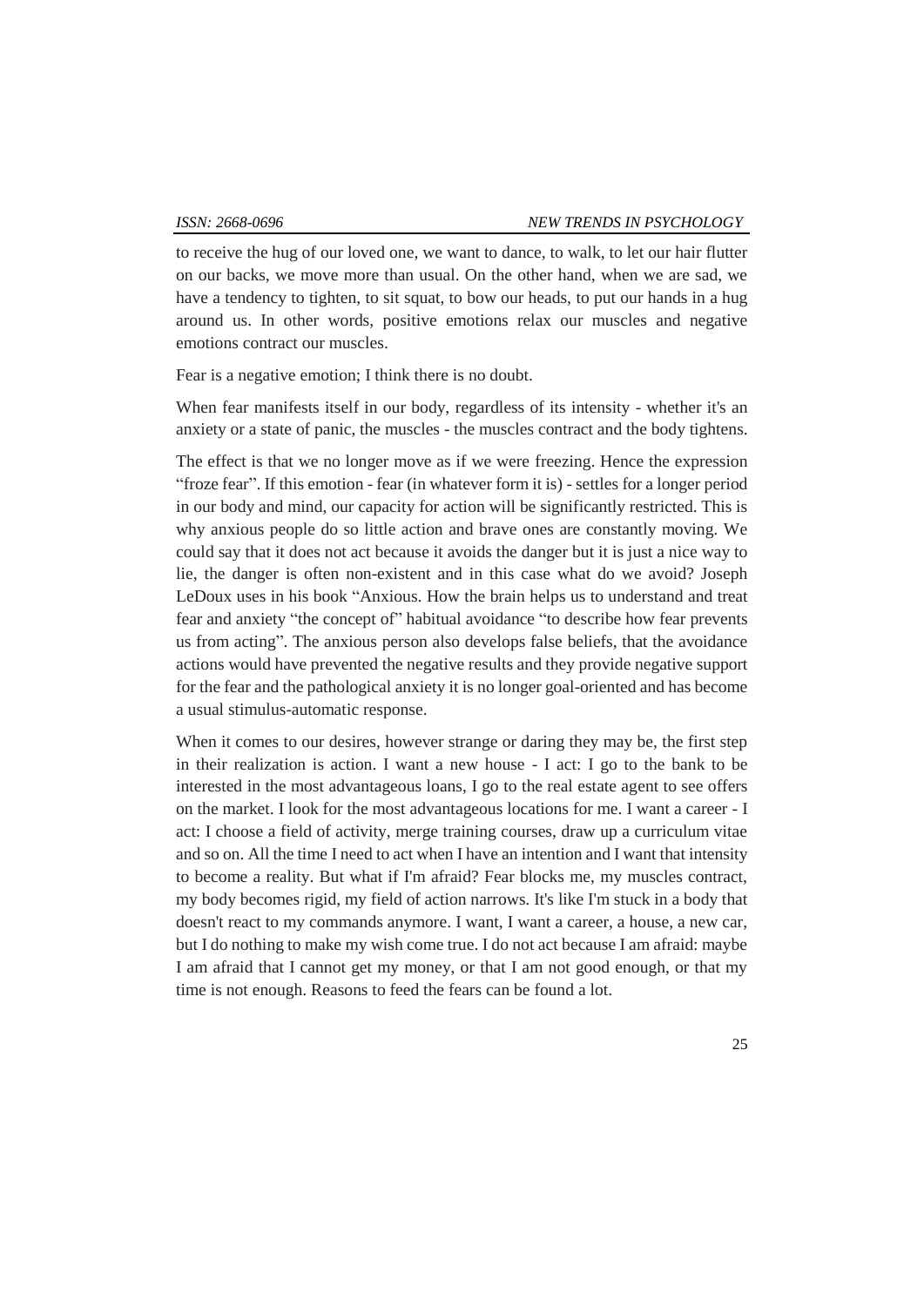to receive the hug of our loved one, we want to dance, to walk, to let our hair flutter on our backs, we move more than usual. On the other hand, when we are sad, we have a tendency to tighten, to sit squat, to bow our heads, to put our hands in a hug around us. In other words, positive emotions relax our muscles and negative emotions contract our muscles.

Fear is a negative emotion; I think there is no doubt.

When fear manifests itself in our body, regardless of its intensity - whether it's an anxiety or a state of panic, the muscles - the muscles contract and the body tightens.

The effect is that we no longer move as if we were freezing. Hence the expression "froze fear". If this emotion - fear (in whatever form it is) - settles for a longer period in our body and mind, our capacity for action will be significantly restricted. This is why anxious people do so little action and brave ones are constantly moving. We could say that it does not act because it avoids the danger but it is just a nice way to lie, the danger is often non-existent and in this case what do we avoid? Joseph LeDoux uses in his book "Anxious. How the brain helps us to understand and treat fear and anxiety "the concept of" habitual avoidance "to describe how fear prevents us from acting". The anxious person also develops false beliefs, that the avoidance actions would have prevented the negative results and they provide negative support for the fear and the pathological anxiety it is no longer goal-oriented and has become a usual stimulus-automatic response.

When it comes to our desires, however strange or daring they may be, the first step in their realization is action. I want a new house - I act: I go to the bank to be interested in the most advantageous loans, I go to the real estate agent to see offers on the market. I look for the most advantageous locations for me. I want a career - I act: I choose a field of activity, merge training courses, draw up a curriculum vitae and so on. All the time I need to act when I have an intention and I want that intensity to become a reality. But what if I'm afraid? Fear blocks me, my muscles contract, my body becomes rigid, my field of action narrows. It's like I'm stuck in a body that doesn't react to my commands anymore. I want, I want a career, a house, a new car, but I do nothing to make my wish come true. I do not act because I am afraid: maybe I am afraid that I cannot get my money, or that I am not good enough, or that my time is not enough. Reasons to feed the fears can be found a lot.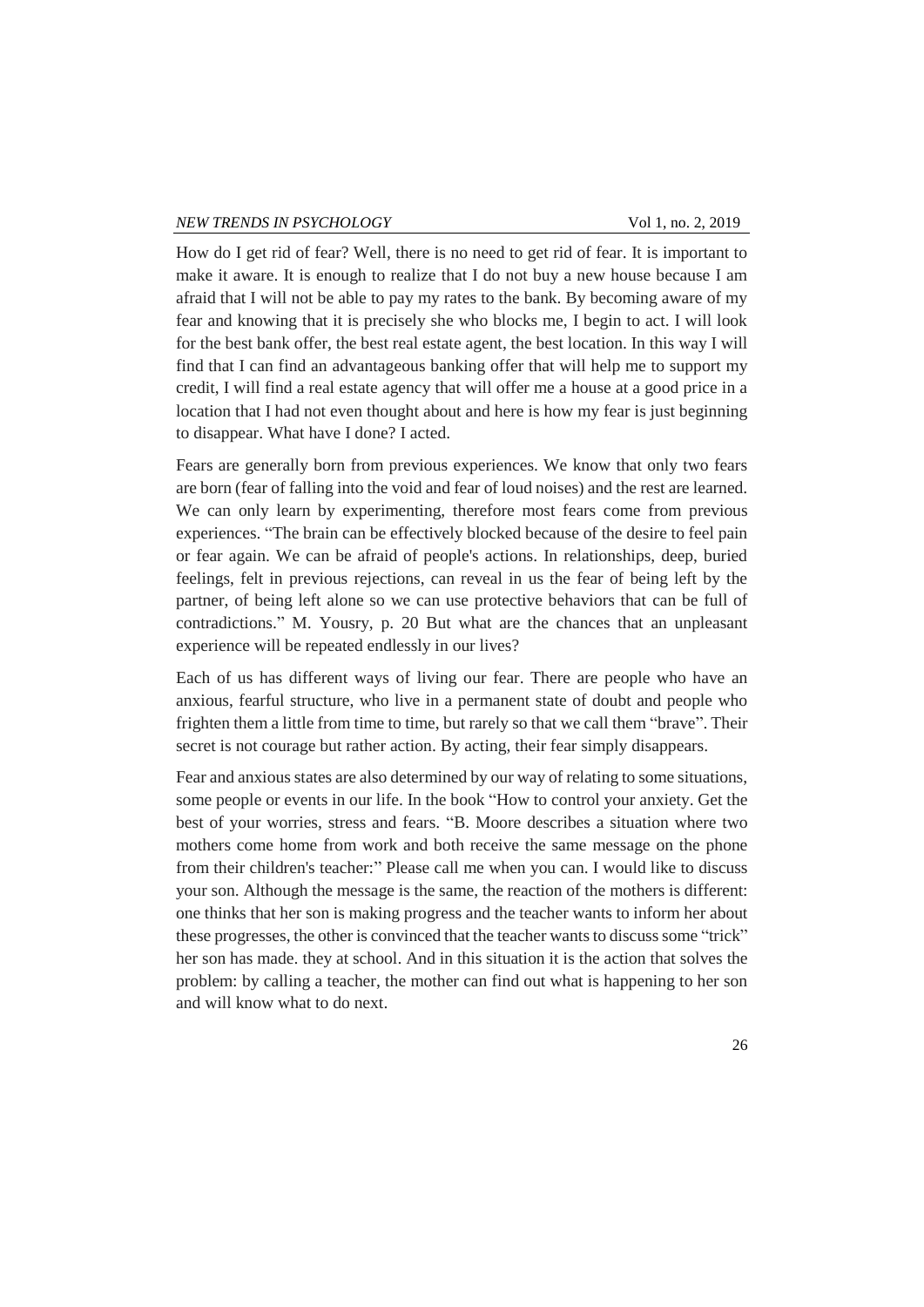How do I get rid of fear? Well, there is no need to get rid of fear. It is important to make it aware. It is enough to realize that I do not buy a new house because I am afraid that I will not be able to pay my rates to the bank. By becoming aware of my fear and knowing that it is precisely she who blocks me, I begin to act. I will look for the best bank offer, the best real estate agent, the best location. In this way I will find that I can find an advantageous banking offer that will help me to support my credit, I will find a real estate agency that will offer me a house at a good price in a location that I had not even thought about and here is how my fear is just beginning to disappear. What have I done? I acted.

Fears are generally born from previous experiences. We know that only two fears are born (fear of falling into the void and fear of loud noises) and the rest are learned. We can only learn by experimenting, therefore most fears come from previous experiences. "The brain can be effectively blocked because of the desire to feel pain or fear again. We can be afraid of people's actions. In relationships, deep, buried feelings, felt in previous rejections, can reveal in us the fear of being left by the partner, of being left alone so we can use protective behaviors that can be full of contradictions." M. Yousry, p. 20 But what are the chances that an unpleasant experience will be repeated endlessly in our lives?

Each of us has different ways of living our fear. There are people who have an anxious, fearful structure, who live in a permanent state of doubt and people who frighten them a little from time to time, but rarely so that we call them "brave". Their secret is not courage but rather action. By acting, their fear simply disappears.

Fear and anxious states are also determined by our way of relating to some situations, some people or events in our life. In the book "How to control your anxiety. Get the best of your worries, stress and fears. "B. Moore describes a situation where two mothers come home from work and both receive the same message on the phone from their children's teacher:" Please call me when you can. I would like to discuss your son. Although the message is the same, the reaction of the mothers is different: one thinks that her son is making progress and the teacher wants to inform her about these progresses, the other is convinced that the teacher wants to discuss some "trick" her son has made. they at school. And in this situation it is the action that solves the problem: by calling a teacher, the mother can find out what is happening to her son and will know what to do next.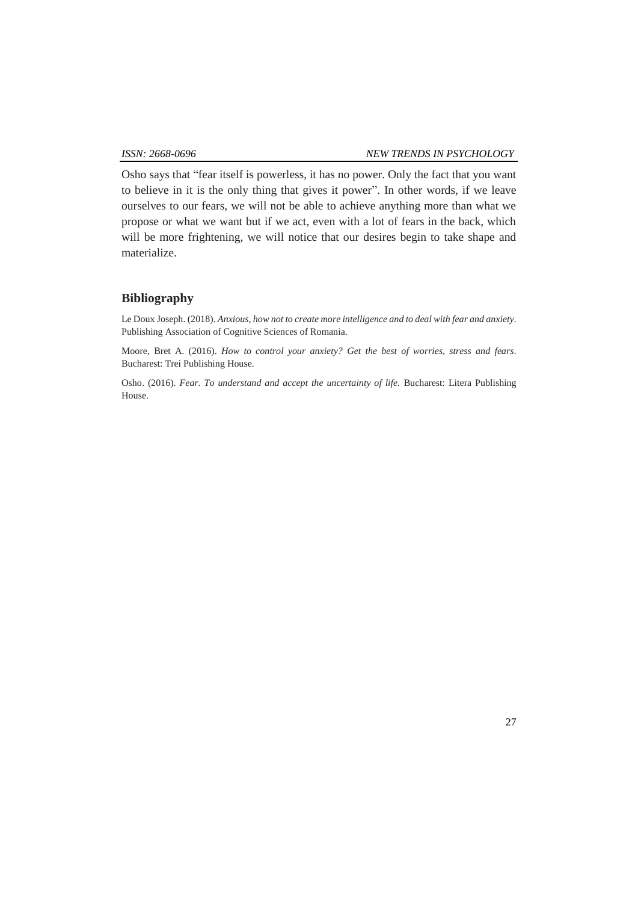Osho says that "fear itself is powerless, it has no power. Only the fact that you want to believe in it is the only thing that gives it power". In other words, if we leave ourselves to our fears, we will not be able to achieve anything more than what we propose or what we want but if we act, even with a lot of fears in the back, which will be more frightening, we will notice that our desires begin to take shape and materialize.

## Bibliography

Le Doux Joseph. (2018). *Anxious, how not to create more intelligence and to deal with fear and anxiety*. Publishing Association of Cognitive Sciences of Romania.

Moore, Bret A. (2016). *How to control your anxiety? Get the best of worries, stress and fears*. Bucharest: Trei Publishing House.

Osho. (2016). *Fear. To understand and accept the uncertainty of life.* Bucharest: Litera Publishing House.